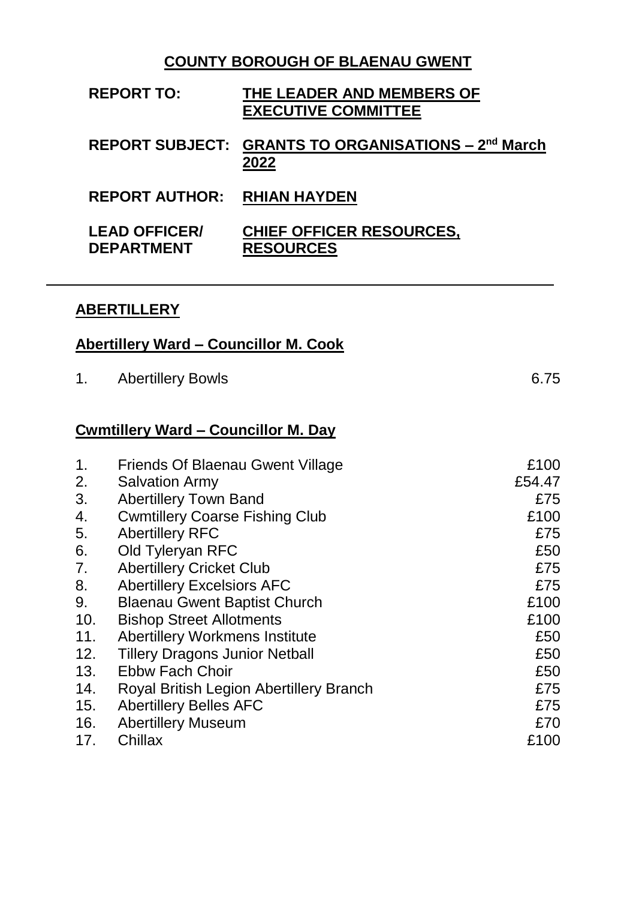**COUNTY BOROUGH OF BLAENAU GWENT**

| | |
|---|---|
| **REPORT TO:** | **THE LEADER AND MEMBERS OF EXECUTIVE COMMITTEE** |
| **REPORT SUBJECT:** | **GRANTS TO ORGANISATIONS – 2nd March 2022** |
| **REPORT AUTHOR:** | **RHIAN HAYDEN** |
| **LEAD OFFICER/ DEPARTMENT** | **CHIEF OFFICER RESOURCES, RESOURCES** |

---

## ABERTILLERY

### Abertillery Ward – Councillor M. Cook

| | | |
|---|---|---|
| 1. | Abertillery Bowls | 6.75 |

### Cwmtillery Ward – Councillor M. Day

| | | |
|---|---|---|
| 1. | Friends Of Blaenau Gwent Village | £100 |
| 2. | Salvation Army | £54.47 |
| 3. | Abertillery Town Band | £75 |
| 4. | Cwmtillery Coarse Fishing Club | £100 |
| 5. | Abertillery RFC | £75 |
| 6. | Old Tyleryan RFC | £50 |
| 7. | Abertillery Cricket Club | £75 |
| 8. | Abertillery Excelsiors AFC | £75 |
| 9. | Blaenau Gwent Baptist Church | £100 |
| 10. | Bishop Street Allotments | £100 |
| 11. | Abertillery Workmens Institute | £50 |
| 12. | Tillery Dragons Junior Netball | £50 |
| 13. | Ebbw Fach Choir | £50 |
| 14. | Royal British Legion Abertillery Branch | £75 |
| 15. | Abertillery Belles AFC | £75 |
| 16. | Abertillery Museum | £70 |
| 17. | Chillax | £100 |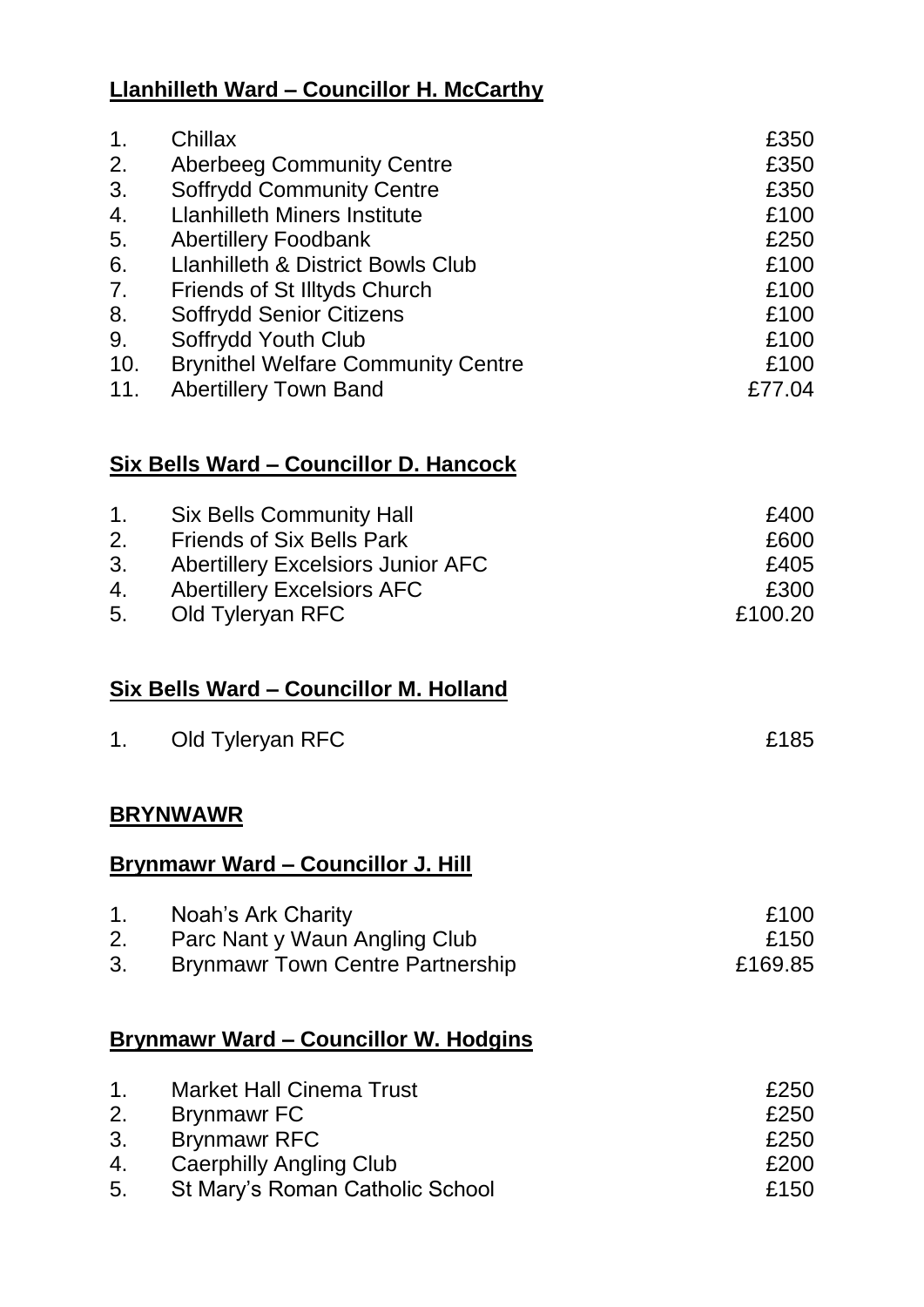**Llanhilleth Ward – Councillor H. McCarthy**

| | | |
|---|---|---|
| 1. | Chillax | £350 |
| 2. | Aberbeeg Community Centre | £350 |
| 3. | Soffrydd Community Centre | £350 |
| 4. | Llanhilleth Miners Institute | £100 |
| 5. | Abertillery Foodbank | £250 |
| 6. | Llanhilleth & District Bowls Club | £100 |
| 7. | Friends of St Illtyds Church | £100 |
| 8. | Soffrydd Senior Citizens | £100 |
| 9. | Soffrydd Youth Club | £100 |
| 10. | Brynithel Welfare Community Centre | £100 |
| 11. | Abertillery Town Band | £77.04 |

**Six Bells Ward – Councillor D. Hancock**

| | | |
|---|---|---|
| 1. | Six Bells Community Hall | £400 |
| 2. | Friends of Six Bells Park | £600 |
| 3. | Abertillery Excelsiors Junior AFC | £405 |
| 4. | Abertillery Excelsiors AFC | £300 |
| 5. | Old Tyleryan RFC | £100.20 |

**Six Bells Ward – Councillor M. Holland**

| | | |
|---|---|---|
| 1. | Old Tyleryan RFC | £185 |

**BRYNWAWR**

**Brynmawr Ward – Councillor J. Hill**

| | | |
|---|---|---|
| 1. | Noah's Ark Charity | £100 |
| 2. | Parc Nant y Waun Angling Club | £150 |
| 3. | Brynmawr Town Centre Partnership | £169.85 |

**Brynmawr Ward – Councillor W. Hodgins**

| | | |
|---|---|---|
| 1. | Market Hall Cinema Trust | £250 |
| 2. | Brynmawr FC | £250 |
| 3. | Brynmawr RFC | £250 |
| 4. | Caerphilly Angling Club | £200 |
| 5. | St Mary's Roman Catholic School | £150 |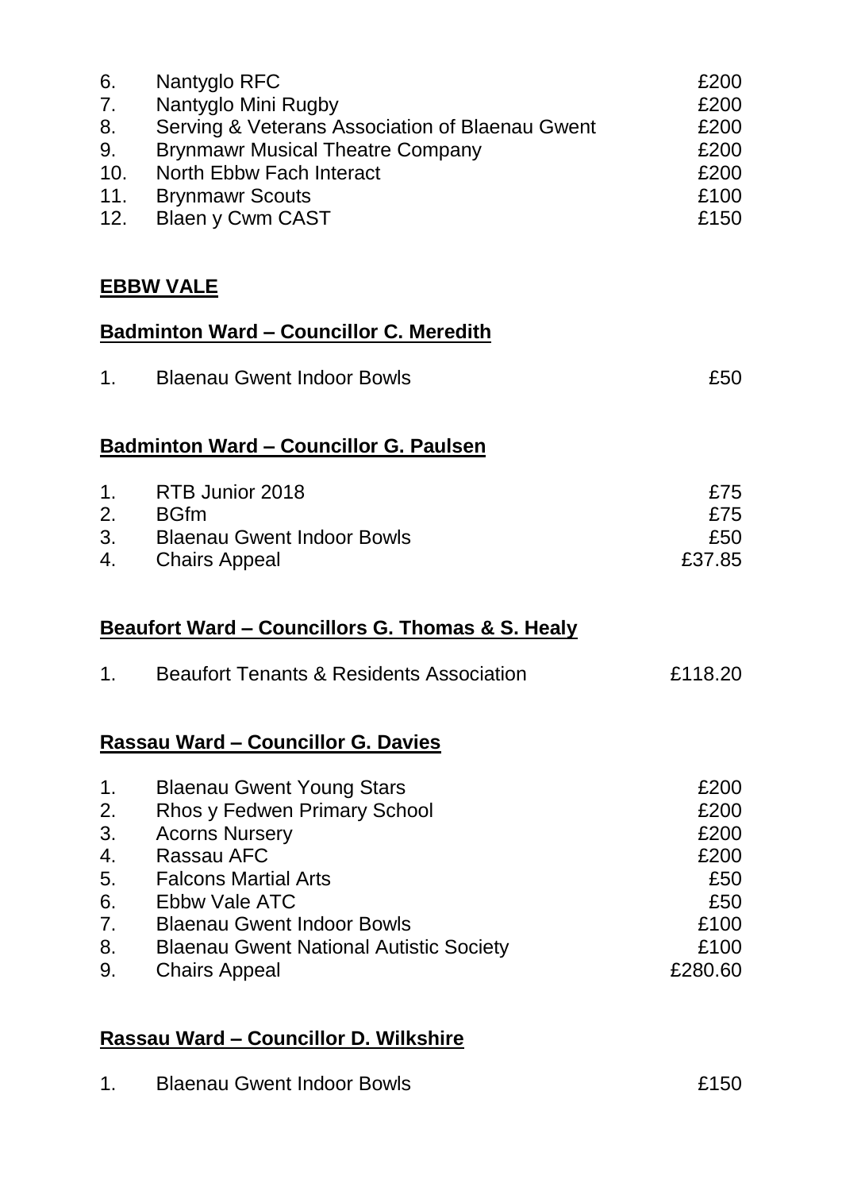| | | |
|---|---|---|
| 6. | Nantyglo RFC | £200 |
| 7. | Nantyglo Mini Rugby | £200 |
| 8. | Serving & Veterans Association of Blaenau Gwent | £200 |
| 9. | Brynmawr Musical Theatre Company | £200 |
| 10. | North Ebbw Fach Interact | £200 |
| 11. | Brynmawr Scouts | £100 |
| 12. | Blaen y Cwm CAST | £150 |

## EBBW VALE

### Badminton Ward – Councillor C. Meredith

| | | |
|---|---|---|
| 1. | Blaenau Gwent Indoor Bowls | £50 |

### Badminton Ward – Councillor G. Paulsen

| | | |
|---|---|---|
| 1. | RTB Junior 2018 | £75 |
| 2. | BGfm | £75 |
| 3. | Blaenau Gwent Indoor Bowls | £50 |
| 4. | Chairs Appeal | £37.85 |

### Beaufort Ward – Councillors G. Thomas & S. Healy

| | | |
|---|---|---|
| 1. | Beaufort Tenants & Residents Association | £118.20 |

### Rassau Ward – Councillor G. Davies

| | | |
|---|---|---|
| 1. | Blaenau Gwent Young Stars | £200 |
| 2. | Rhos y Fedwen Primary School | £200 |
| 3. | Acorns Nursery | £200 |
| 4. | Rassau AFC | £200 |
| 5. | Falcons Martial Arts | £50 |
| 6. | Ebbw Vale ATC | £50 |
| 7. | Blaenau Gwent Indoor Bowls | £100 |
| 8. | Blaenau Gwent National Autistic Society | £100 |
| 9. | Chairs Appeal | £280.60 |

### Rassau Ward – Councillor D. Wilkshire

| | | |
|---|---|---|
| 1. | Blaenau Gwent Indoor Bowls | £150 |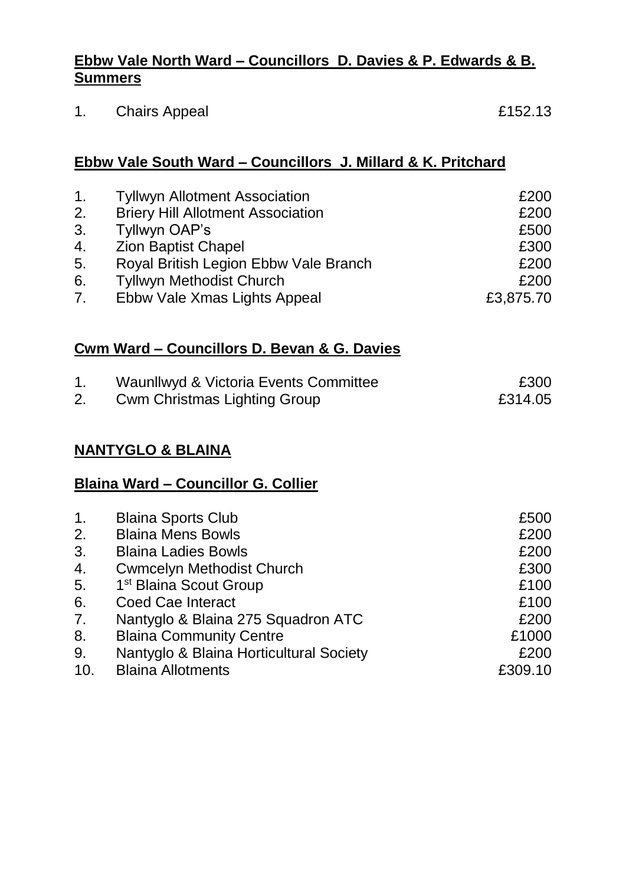**Ebbw Vale North Ward – Councillors D. Davies & P. Edwards & B. Summers**

| | | |
|---|---|---|
| 1. | Chairs Appeal | £152.13 |

**Ebbw Vale South Ward – Councillors J. Millard & K. Pritchard**

| | | |
|---|---|---|
| 1. | Tyllwyn Allotment Association | £200 |
| 2. | Briery Hill Allotment Association | £200 |
| 3. | Tyllwyn OAP's | £500 |
| 4. | Zion Baptist Chapel | £300 |
| 5. | Royal British Legion Ebbw Vale Branch | £200 |
| 6. | Tyllwyn Methodist Church | £200 |
| 7. | Ebbw Vale Xmas Lights Appeal | £3,875.70 |

**Cwm Ward – Councillors D. Bevan & G. Davies**

| | | |
|---|---|---|
| 1. | Waunllwyd & Victoria Events Committee | £300 |
| 2. | Cwm Christmas Lighting Group | £314.05 |

**NANTYGLO & BLAINA**

**Blaina Ward – Councillor G. Collier**

| | | |
|---|---|---|
| 1. | Blaina Sports Club | £500 |
| 2. | Blaina Mens Bowls | £200 |
| 3. | Blaina Ladies Bowls | £200 |
| 4. | Cwmcelyn Methodist Church | £300 |
| 5. | 1st Blaina Scout Group | £100 |
| 6. | Coed Cae Interact | £100 |
| 7. | Nantyglo & Blaina 275 Squadron ATC | £200 |
| 8. | Blaina Community Centre | £1000 |
| 9. | Nantyglo & Blaina Horticultural Society | £200 |
| 10. | Blaina Allotments | £309.10 |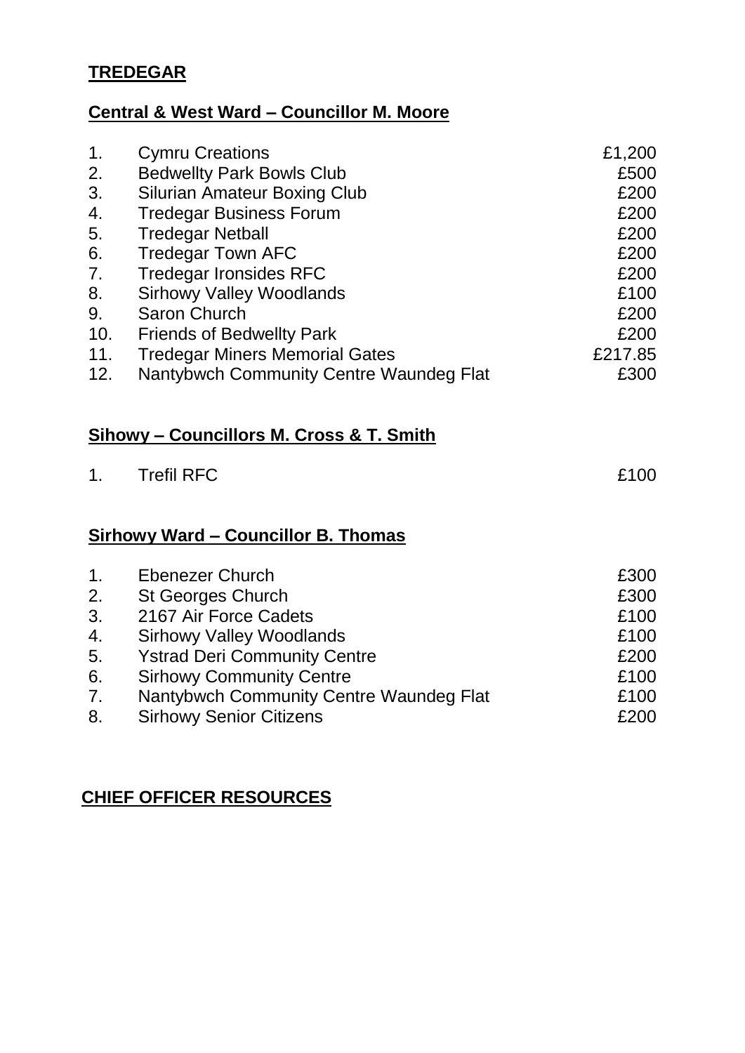**TREDEGAR**

**Central & West Ward – Councillor M. Moore**

| | | |
|---|---|---|
| 1. | Cymru Creations | £1,200 |
| 2. | Bedwellty Park Bowls Club | £500 |
| 3. | Silurian Amateur Boxing Club | £200 |
| 4. | Tredegar Business Forum | £200 |
| 5. | Tredegar Netball | £200 |
| 6. | Tredegar Town AFC | £200 |
| 7. | Tredegar Ironsides RFC | £200 |
| 8. | Sirhowy Valley Woodlands | £100 |
| 9. | Saron Church | £200 |
| 10. | Friends of Bedwellty Park | £200 |
| 11. | Tredegar Miners Memorial Gates | £217.85 |
| 12. | Nantybwch Community Centre Waundeg Flat | £300 |

**Sihowy – Councillors M. Cross & T. Smith**

| | | |
|---|---|---|
| 1. | Trefil RFC | £100 |

**Sirhowy Ward – Councillor B. Thomas**

| | | |
|---|---|---|
| 1. | Ebenezer Church | £300 |
| 2. | St Georges Church | £300 |
| 3. | 2167 Air Force Cadets | £100 |
| 4. | Sirhowy Valley Woodlands | £100 |
| 5. | Ystrad Deri Community Centre | £200 |
| 6. | Sirhowy Community Centre | £100 |
| 7. | Nantybwch Community Centre Waundeg Flat | £100 |
| 8. | Sirhowy Senior Citizens | £200 |

**CHIEF OFFICER RESOURCES**